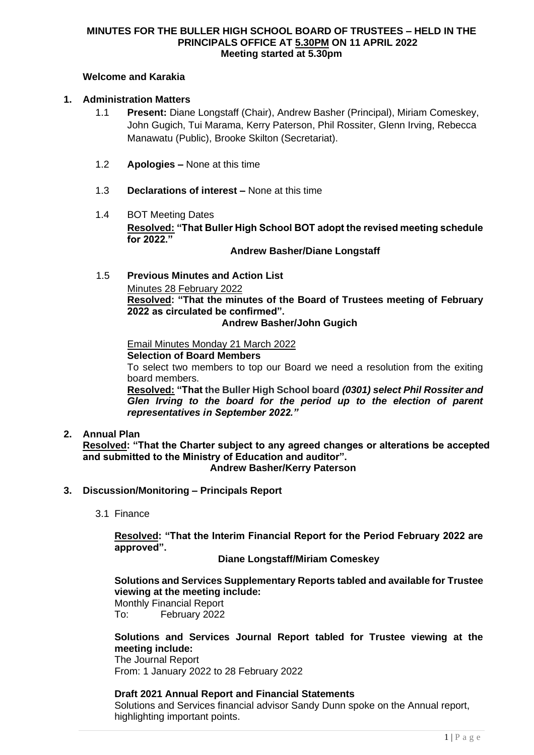**MINUTES FOR THE BULLER HIGH SCHOOL BOARD OF TRUSTEES – HELD IN THE PRINCIPALS OFFICE AT 5.30PM ON 11 APRIL 2022**
**Meeting started at 5.30pm**

**Welcome and Karakia**

**1. Administration Matters**

1.1 **Present:** Diane Longstaff (Chair), Andrew Basher (Principal), Miriam Comeskey, John Gugich, Tui Marama, Kerry Paterson, Phil Rossiter, Glenn Irving, Rebecca Manawatu (Public), Brooke Skilton (Secretariat).

1.2 **Apologies –** None at this time

1.3 **Declarations of interest –** None at this time

1.4 BOT Meeting Dates

**Resolved: "That Buller High School BOT adopt the revised meeting schedule for 2022."**

**Andrew Basher/Diane Longstaff**

1.5 **Previous Minutes and Action List**

Minutes 28 February 2022

**Resolved: "That the minutes of the Board of Trustees meeting of February 2022 as circulated be confirmed".**

**Andrew Basher/John Gugich**

Email Minutes Monday 21 March 2022

**Selection of Board Members**

To select two members to top our Board we need a resolution from the exiting board members.

**Resolved: "That the Buller High School board *(0301) select Phil Rossiter and Glen Irving to the board for the period up to the election of parent representatives in September 2022."***

**2. Annual Plan**

**Resolved: "That the Charter subject to any agreed changes or alterations be accepted and submitted to the Ministry of Education and auditor".**

**Andrew Basher/Kerry Paterson**

**3. Discussion/Monitoring – Principals Report**

3.1 Finance

**Resolved: "That the Interim Financial Report for the Period February 2022 are approved".**

**Diane Longstaff/Miriam Comeskey**

**Solutions and Services Supplementary Reports tabled and available for Trustee viewing at the meeting include:**

Monthly Financial Report

To: February 2022

**Solutions and Services Journal Report tabled for Trustee viewing at the meeting include:**

The Journal Report

From: 1 January 2022 to 28 February 2022

**Draft 2021 Annual Report and Financial Statements**

Solutions and Services financial advisor Sandy Dunn spoke on the Annual report, highlighting important points.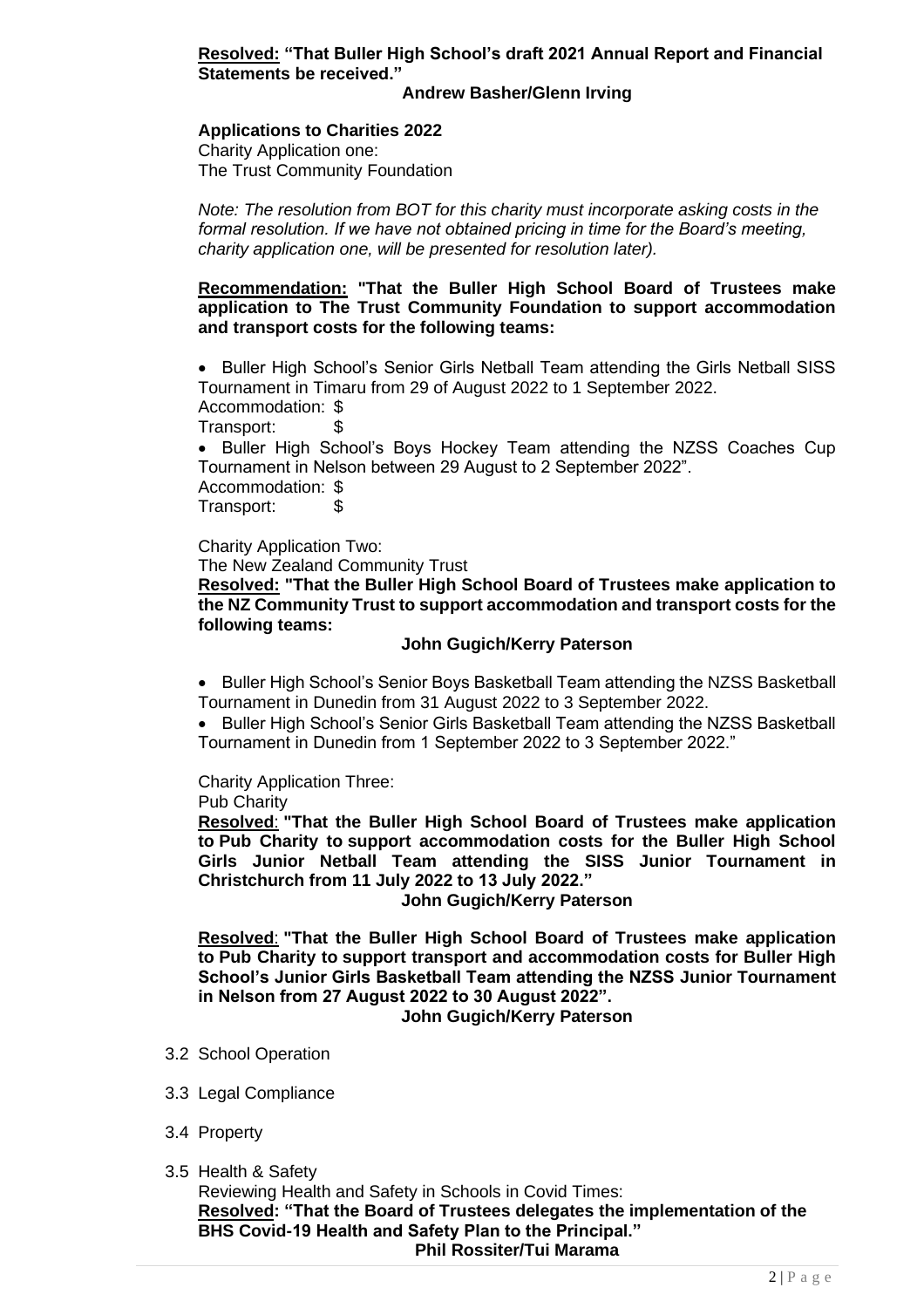**Resolved: "That Buller High School's draft 2021 Annual Report and Financial Statements be received."**

**Andrew Basher/Glenn Irving**

**Applications to Charities 2022**

Charity Application one:
The Trust Community Foundation

*Note: The resolution from BOT for this charity must incorporate asking costs in the formal resolution. If we have not obtained pricing in time for the Board's meeting, charity application one, will be presented for resolution later).*

**Recommendation: "That the Buller High School Board of Trustees make application to The Trust Community Foundation to support accommodation and transport costs for the following teams:**

- Buller High School's Senior Girls Netball Team attending the Girls Netball SISS Tournament in Timaru from 29 of August 2022 to 1 September 2022.
  Accommodation: $
  Transport: $
- Buller High School's Boys Hockey Team attending the NZSS Coaches Cup Tournament in Nelson between 29 August to 2 September 2022".
  Accommodation: $
  Transport: $

Charity Application Two:
The New Zealand Community Trust

**Resolved: "That the Buller High School Board of Trustees make application to the NZ Community Trust to support accommodation and transport costs for the following teams:**

**John Gugich/Kerry Paterson**

- Buller High School's Senior Boys Basketball Team attending the NZSS Basketball Tournament in Dunedin from 31 August 2022 to 3 September 2022.
- Buller High School's Senior Girls Basketball Team attending the NZSS Basketball Tournament in Dunedin from 1 September 2022 to 3 September 2022."

Charity Application Three:
Pub Charity

**Resolved: "That the Buller High School Board of Trustees make application to Pub Charity to support accommodation costs for the Buller High School Girls Junior Netball Team attending the SISS Junior Tournament in Christchurch from 11 July 2022 to 13 July 2022."**

**John Gugich/Kerry Paterson**

**Resolved: "That the Buller High School Board of Trustees make application to Pub Charity to support transport and accommodation costs for Buller High School's Junior Girls Basketball Team attending the NZSS Junior Tournament in Nelson from 27 August 2022 to 30 August 2022".**

**John Gugich/Kerry Paterson**

3.2 School Operation

3.3 Legal Compliance

3.4 Property

3.5 Health & Safety

Reviewing Health and Safety in Schools in Covid Times:

**Resolved: "That the Board of Trustees delegates the implementation of the BHS Covid-19 Health and Safety Plan to the Principal."**

**Phil Rossiter/Tui Marama**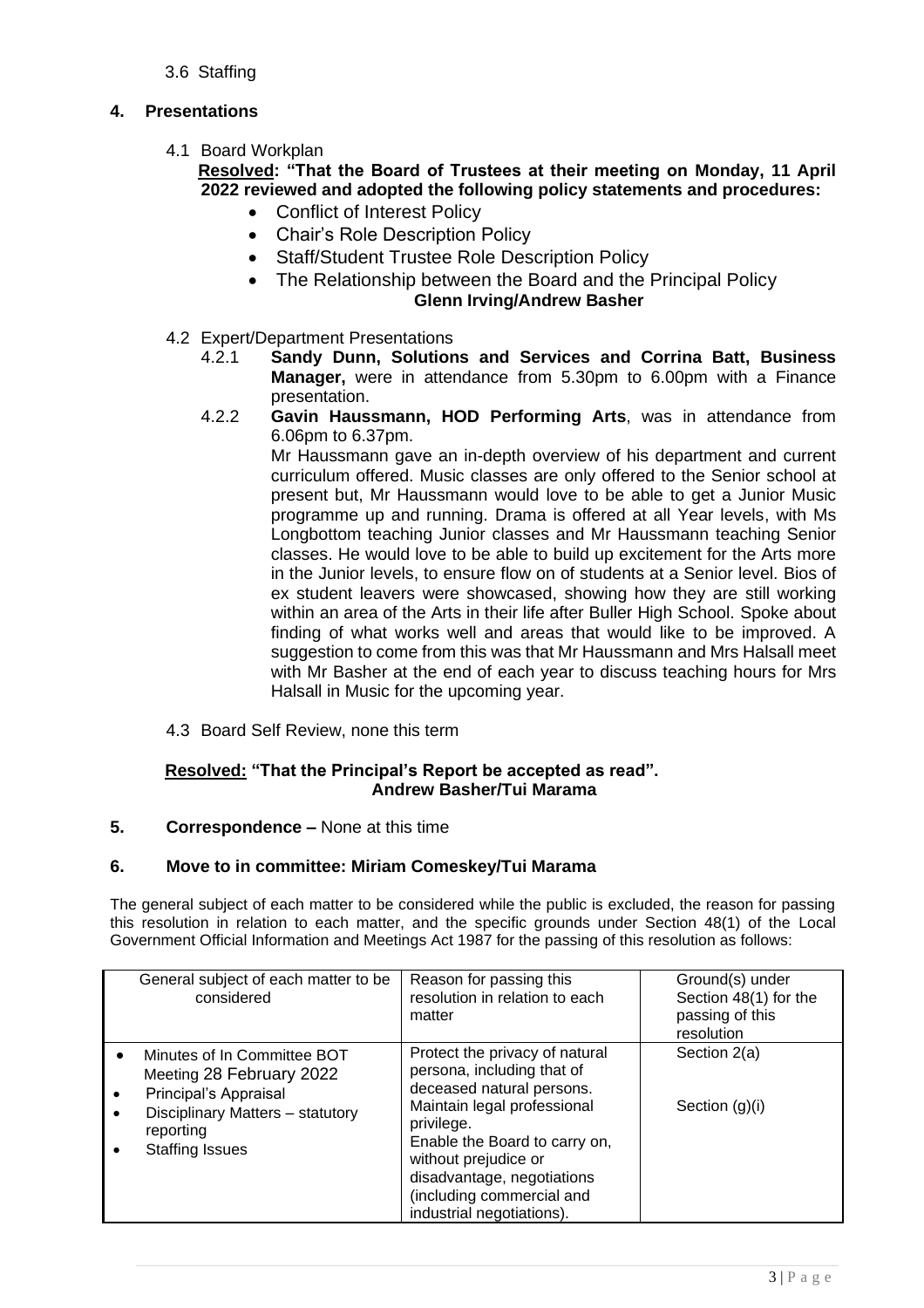3.6 Staffing

## 4. Presentations

4.1 Board Workplan

**Resolved: "That the Board of Trustees at their meeting on Monday, 11 April 2022 reviewed and adopted the following policy statements and procedures:**

- Conflict of Interest Policy
- Chair's Role Description Policy
- Staff/Student Trustee Role Description Policy
- The Relationship between the Board and the Principal Policy

**Glenn Irving/Andrew Basher**

4.2 Expert/Department Presentations

4.2.1 **Sandy Dunn, Solutions and Services and Corrina Batt, Business Manager,** were in attendance from 5.30pm to 6.00pm with a Finance presentation.

4.2.2 **Gavin Haussmann, HOD Performing Arts**, was in attendance from 6.06pm to 6.37pm.

Mr Haussmann gave an in-depth overview of his department and current curriculum offered. Music classes are only offered to the Senior school at present but, Mr Haussmann would love to be able to get a Junior Music programme up and running. Drama is offered at all Year levels, with Ms Longbottom teaching Junior classes and Mr Haussmann teaching Senior classes. He would love to be able to build up excitement for the Arts more in the Junior levels, to ensure flow on of students at a Senior level. Bios of ex student leavers were showcased, showing how they are still working within an area of the Arts in their life after Buller High School. Spoke about finding of what works well and areas that would like to be improved. A suggestion to come from this was that Mr Haussmann and Mrs Halsall meet with Mr Basher at the end of each year to discuss teaching hours for Mrs Halsall in Music for the upcoming year.

4.3 Board Self Review, none this term

**Resolved: "That the Principal's Report be accepted as read".**
**Andrew Basher/Tui Marama**

## 5. Correspondence – None at this time

## 6. Move to in committee: Miriam Comeskey/Tui Marama

The general subject of each matter to be considered while the public is excluded, the reason for passing this resolution in relation to each matter, and the specific grounds under Section 48(1) of the Local Government Official Information and Meetings Act 1987 for the passing of this resolution as follows:

| General subject of each matter to be considered | Reason for passing this resolution in relation to each matter | Ground(s) under Section 48(1) for the passing of this resolution |
|---|---|---|
| • Minutes of In Committee BOT Meeting 28 February 2022<br>• Principal's Appraisal<br>• Disciplinary Matters – statutory reporting<br>• Staffing Issues | Protect the privacy of natural persona, including that of deceased natural persons.<br>Maintain legal professional privilege.<br>Enable the Board to carry on, without prejudice or disadvantage, negotiations (including commercial and industrial negotiations). | Section 2(a)<br><br>Section (g)(i) |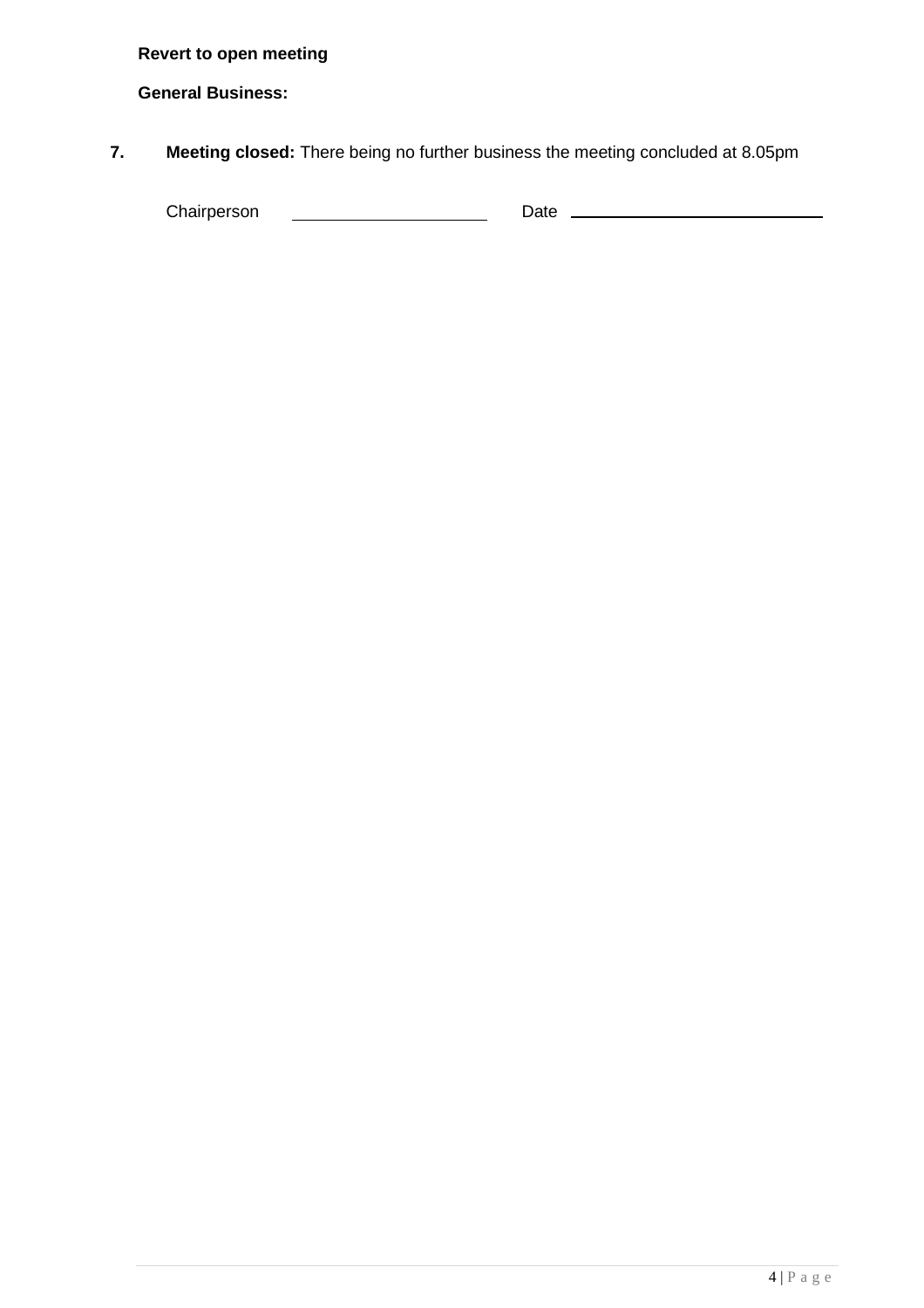**Revert to open meeting**

**General Business:**

**7.** **Meeting closed:** There being no further business the meeting concluded at 8.05pm

Chairperson \_\_\_\_\_\_\_\_\_\_\_\_\_\_\_\_\_\_\_\_ Date \_\_\_\_\_\_\_\_\_\_\_\_\_\_\_\_\_\_\_\_\_\_\_\_\_\_